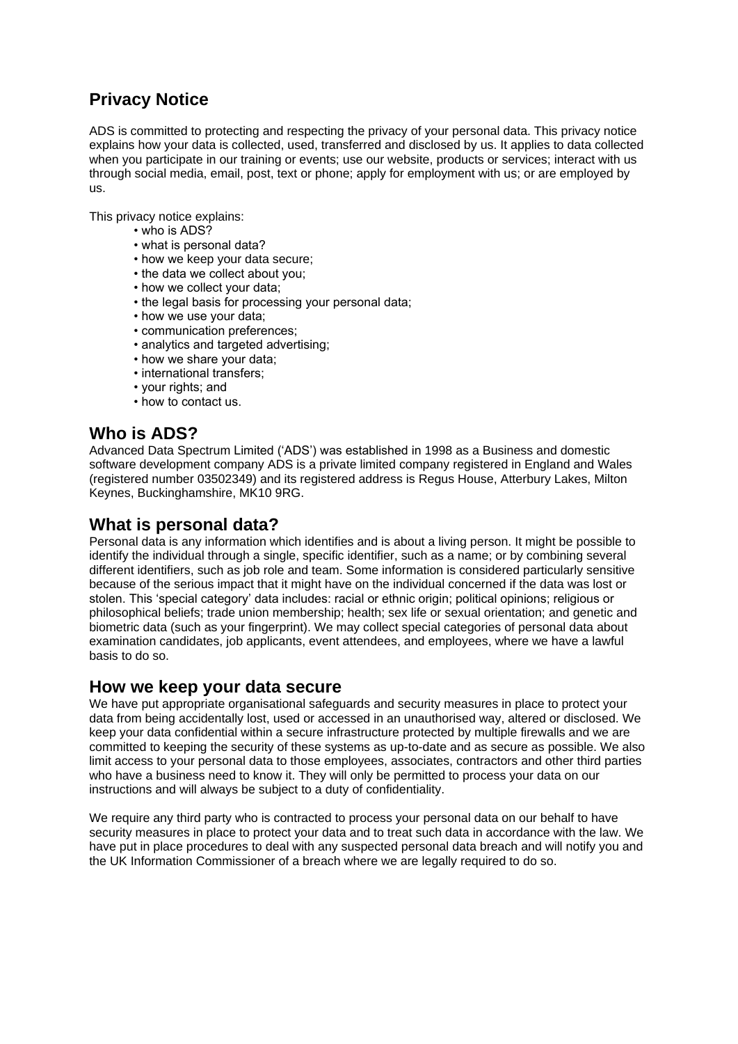# Privacy Notice

ADS is committed to protecting and respecting the privacy of your personal data. This privacy notice explains how your data is collected, used, transferred and disclosed by us. It applies to data collected when you participate in our training or events; use our website, products or services; interact with us through social media, email, post, text or phone; apply for employment with us; or are employed by us.

This privacy notice explains:

- who is ADS?
- what is personal data?
- how we keep your data secure;
- the data we collect about you;
- how we collect your data;
- the legal basis for processing your personal data;
- how we use your data;
- communication preferences;
- analytics and targeted advertising;
- how we share your data;
- international transfers;
- your rights; and
- how to contact us.

## Who is ADS?

Advanced Data Spectrum Limited ('ADS') was established in 1998 as a Business and domestic software development company ADS is a private limited company registered in England and Wales (registered number 03502349) and its registered address is Regus House, Atterbury Lakes, Milton Keynes, Buckinghamshire, MK10 9RG.

## What is personal data?

Personal data is any information which identifies and is about a living person. It might be possible to identify the individual through a single, specific identifier, such as a name; or by combining several different identifiers, such as job role and team. Some information is considered particularly sensitive because of the serious impact that it might have on the individual concerned if the data was lost or stolen. This 'special category' data includes: racial or ethnic origin; political opinions; religious or philosophical beliefs; trade union membership; health; sex life or sexual orientation; and genetic and biometric data (such as your fingerprint). We may collect special categories of personal data about examination candidates, job applicants, event attendees, and employees, where we have a lawful basis to do so.

## How we keep your data secure

We have put appropriate organisational safeguards and security measures in place to protect your data from being accidentally lost, used or accessed in an unauthorised way, altered or disclosed. We keep your data confidential within a secure infrastructure protected by multiple firewalls and we are committed to keeping the security of these systems as up-to-date and as secure as possible. We also limit access to your personal data to those employees, associates, contractors and other third parties who have a business need to know it. They will only be permitted to process your data on our instructions and will always be subject to a duty of confidentiality.

We require any third party who is contracted to process your personal data on our behalf to have security measures in place to protect your data and to treat such data in accordance with the law. We have put in place procedures to deal with any suspected personal data breach and will notify you and the UK Information Commissioner of a breach where we are legally required to do so.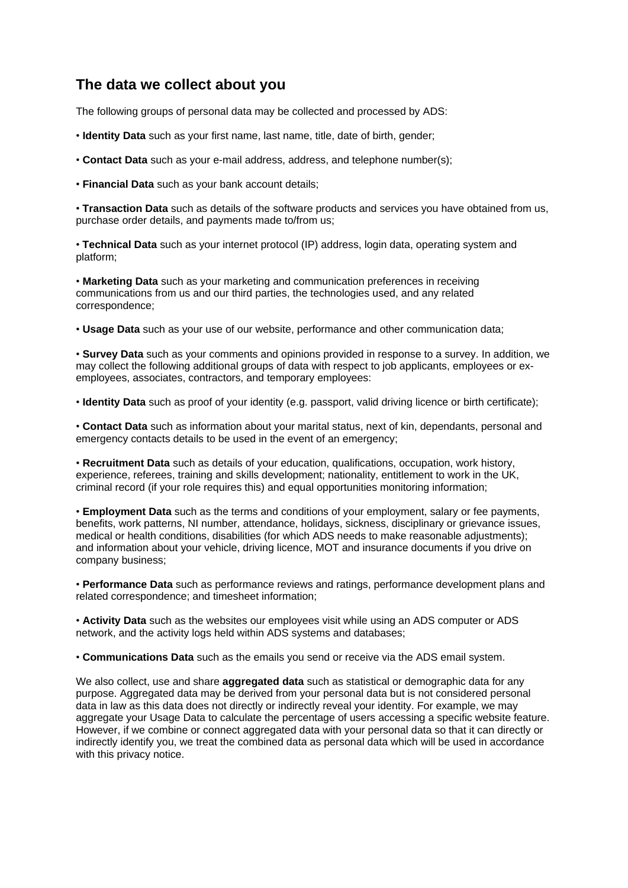## The data we collect about you

The following groups of personal data may be collected and processed by ADS:

• **Identity Data** such as your first name, last name, title, date of birth, gender;

• **Contact Data** such as your e-mail address, address, and telephone number(s);

• **Financial Data** such as your bank account details;

• **Transaction Data** such as details of the software products and services you have obtained from us, purchase order details, and payments made to/from us;

• **Technical Data** such as your internet protocol (IP) address, login data, operating system and platform;

• **Marketing Data** such as your marketing and communication preferences in receiving communications from us and our third parties, the technologies used, and any related correspondence;

• **Usage Data** such as your use of our website, performance and other communication data;

• **Survey Data** such as your comments and opinions provided in response to a survey. In addition, we may collect the following additional groups of data with respect to job applicants, employees or ex-employees, associates, contractors, and temporary employees:

• **Identity Data** such as proof of your identity (e.g. passport, valid driving licence or birth certificate);

• **Contact Data** such as information about your marital status, next of kin, dependants, personal and emergency contacts details to be used in the event of an emergency;

• **Recruitment Data** such as details of your education, qualifications, occupation, work history, experience, referees, training and skills development; nationality, entitlement to work in the UK, criminal record (if your role requires this) and equal opportunities monitoring information;

• **Employment Data** such as the terms and conditions of your employment, salary or fee payments, benefits, work patterns, NI number, attendance, holidays, sickness, disciplinary or grievance issues, medical or health conditions, disabilities (for which ADS needs to make reasonable adjustments); and information about your vehicle, driving licence, MOT and insurance documents if you drive on company business;

• **Performance Data** such as performance reviews and ratings, performance development plans and related correspondence; and timesheet information;

• **Activity Data** such as the websites our employees visit while using an ADS computer or ADS network, and the activity logs held within ADS systems and databases;

• **Communications Data** such as the emails you send or receive via the ADS email system.

We also collect, use and share **aggregated data** such as statistical or demographic data for any purpose. Aggregated data may be derived from your personal data but is not considered personal data in law as this data does not directly or indirectly reveal your identity. For example, we may aggregate your Usage Data to calculate the percentage of users accessing a specific website feature. However, if we combine or connect aggregated data with your personal data so that it can directly or indirectly identify you, we treat the combined data as personal data which will be used in accordance with this privacy notice.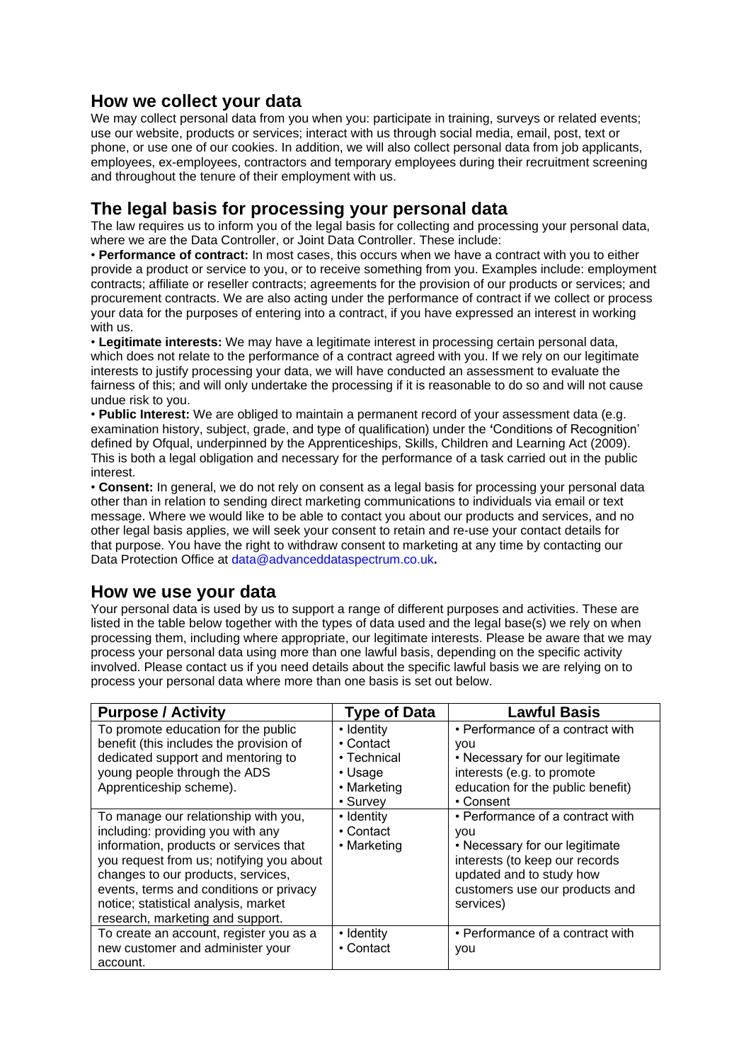## How we collect your data

We may collect personal data from you when you: participate in training, surveys or related events; use our website, products or services; interact with us through social media, email, post, text or phone, or use one of our cookies. In addition, we will also collect personal data from job applicants, employees, ex-employees, contractors and temporary employees during their recruitment screening and throughout the tenure of their employment with us.

## The legal basis for processing your personal data

The law requires us to inform you of the legal basis for collecting and processing your personal data, where we are the Data Controller, or Joint Data Controller. These include:

• **Performance of contract:** In most cases, this occurs when we have a contract with you to either provide a product or service to you, or to receive something from you. Examples include: employment contracts; affiliate or reseller contracts; agreements for the provision of our products or services; and procurement contracts. We are also acting under the performance of contract if we collect or process your data for the purposes of entering into a contract, if you have expressed an interest in working with us.

• **Legitimate interests:** We may have a legitimate interest in processing certain personal data, which does not relate to the performance of a contract agreed with you. If we rely on our legitimate interests to justify processing your data, we will have conducted an assessment to evaluate the fairness of this; and will only undertake the processing if it is reasonable to do so and will not cause undue risk to you.

• **Public Interest:** We are obliged to maintain a permanent record of your assessment data (e.g. examination history, subject, grade, and type of qualification) under the 'Conditions of Recognition' defined by Ofqual, underpinned by the Apprenticeships, Skills, Children and Learning Act (2009). This is both a legal obligation and necessary for the performance of a task carried out in the public interest.

• **Consent:** In general, we do not rely on consent as a legal basis for processing your personal data other than in relation to sending direct marketing communications to individuals via email or text message. Where we would like to be able to contact you about our products and services, and no other legal basis applies, we will seek your consent to retain and re-use your contact details for that purpose. You have the right to withdraw consent to marketing at any time by contacting our Data Protection Office at data@advanceddataspectrum.co.uk**.**

## How we use your data

Your personal data is used by us to support a range of different purposes and activities. These are listed in the table below together with the types of data used and the legal base(s) we rely on when processing them, including where appropriate, our legitimate interests. Please be aware that we may process your personal data using more than one lawful basis, depending on the specific activity involved. Please contact us if you need details about the specific lawful basis we are relying on to process your personal data where more than one basis is set out below.

| Purpose / Activity | Type of Data | Lawful Basis |
|---|---|---|
| To promote education for the public benefit (this includes the provision of dedicated support and mentoring to young people through the ADS Apprenticeship scheme). | • Identity<br>• Contact<br>• Technical<br>• Usage<br>• Marketing<br>• Survey | • Performance of a contract with you<br>• Necessary for our legitimate interests (e.g. to promote education for the public benefit)<br>• Consent |
| To manage our relationship with you, including: providing you with any information, products or services that you request from us; notifying you about changes to our products, services, events, terms and conditions or privacy notice; statistical analysis, market research, marketing and support. | • Identity<br>• Contact<br>• Marketing | • Performance of a contract with you<br>• Necessary for our legitimate interests (to keep our records updated and to study how customers use our products and services) |
| To create an account, register you as a new customer and administer your account. | • Identity<br>• Contact | • Performance of a contract with you |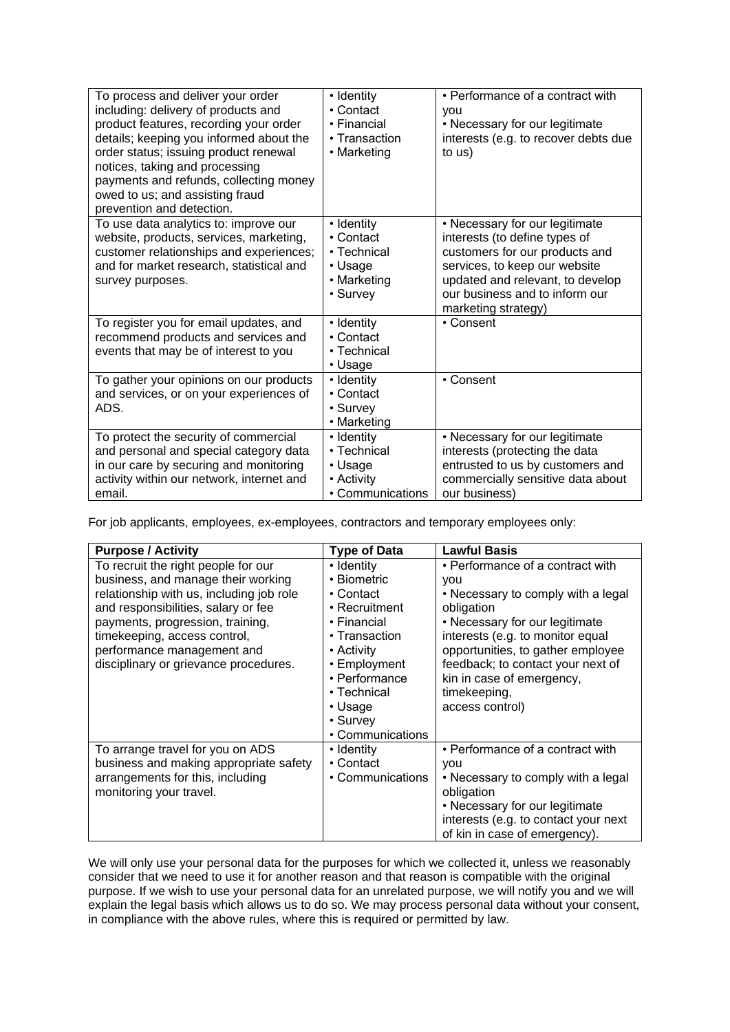| To process and deliver your order including: delivery of products and product features, recording your order details; keeping you informed about the order status; issuing product renewal notices, taking and processing payments and refunds, collecting money owed to us; and assisting fraud prevention and detection. | • Identity<br>• Contact<br>• Financial<br>• Transaction<br>• Marketing | • Performance of a contract with you<br>• Necessary for our legitimate interests (e.g. to recover debts due to us) |
|---|---|---|
| To use data analytics to: improve our website, products, services, marketing, customer relationships and experiences; and for market research, statistical and survey purposes. | • Identity<br>• Contact<br>• Technical<br>• Usage<br>• Marketing<br>• Survey | • Necessary for our legitimate interests (to define types of customers for our products and services, to keep our website updated and relevant, to develop our business and to inform our marketing strategy) |
| To register you for email updates, and recommend products and services and events that may be of interest to you | • Identity<br>• Contact<br>• Technical<br>• Usage | • Consent |
| To gather your opinions on our products and services, or on your experiences of ADS. | • Identity<br>• Contact<br>• Survey<br>• Marketing | • Consent |
| To protect the security of commercial and personal and special category data in our care by securing and monitoring activity within our network, internet and email. | • Identity<br>• Technical<br>• Usage<br>• Activity<br>• Communications | • Necessary for our legitimate interests (protecting the data entrusted to us by customers and commercially sensitive data about our business) |

For job applicants, employees, ex-employees, contractors and temporary employees only:

| Purpose / Activity | Type of Data | Lawful Basis |
|---|---|---|
| To recruit the right people for our business, and manage their working relationship with us, including job role and responsibilities, salary or fee payments, progression, training, timekeeping, access control, performance management and disciplinary or grievance procedures. | • Identity<br>• Biometric<br>• Contact<br>• Recruitment<br>• Financial<br>• Transaction<br>• Activity<br>• Employment<br>• Performance<br>• Technical<br>• Usage<br>• Survey<br>• Communications | • Performance of a contract with you<br>• Necessary to comply with a legal obligation<br>• Necessary for our legitimate interests (e.g. to monitor equal opportunities, to gather employee feedback; to contact your next of kin in case of emergency, timekeeping, access control) |
| To arrange travel for you on ADS business and making appropriate safety arrangements for this, including monitoring your travel. | • Identity<br>• Contact<br>• Communications | • Performance of a contract with you<br>• Necessary to comply with a legal obligation<br>• Necessary for our legitimate interests (e.g. to contact your next of kin in case of emergency). |

We will only use your personal data for the purposes for which we collected it, unless we reasonably consider that we need to use it for another reason and that reason is compatible with the original purpose. If we wish to use your personal data for an unrelated purpose, we will notify you and we will explain the legal basis which allows us to do so. We may process personal data without your consent, in compliance with the above rules, where this is required or permitted by law.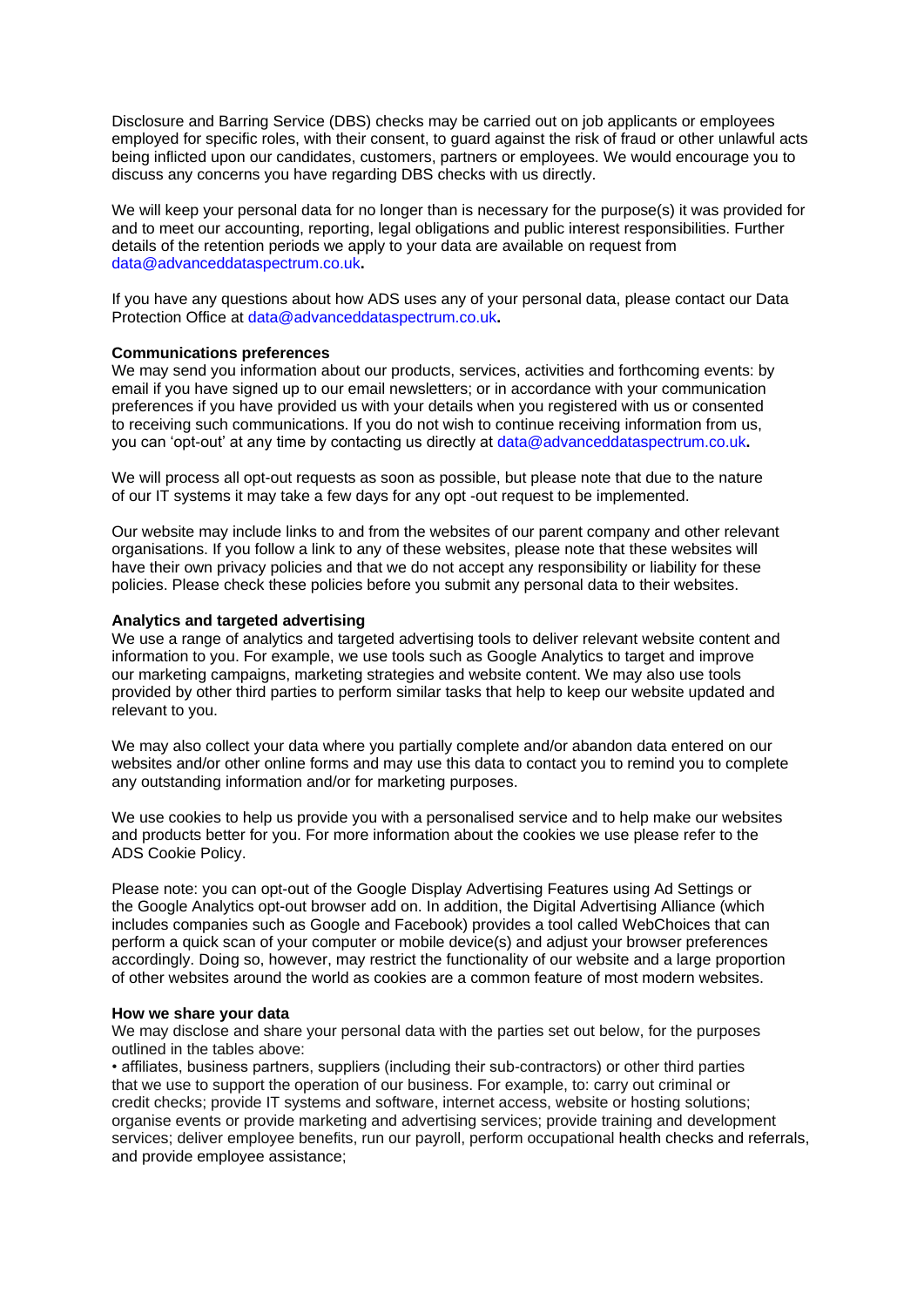Disclosure and Barring Service (DBS) checks may be carried out on job applicants or employees employed for specific roles, with their consent, to guard against the risk of fraud or other unlawful acts being inflicted upon our candidates, customers, partners or employees. We would encourage you to discuss any concerns you have regarding DBS checks with us directly.

We will keep your personal data for no longer than is necessary for the purpose(s) it was provided for and to meet our accounting, reporting, legal obligations and public interest responsibilities. Further details of the retention periods we apply to your data are available on request from data@advanceddataspectrum.co.uk**.**

If you have any questions about how ADS uses any of your personal data, please contact our Data Protection Office at data@advanceddataspectrum.co.uk**.**

**Communications preferences**

We may send you information about our products, services, activities and forthcoming events: by email if you have signed up to our email newsletters; or in accordance with your communication preferences if you have provided us with your details when you registered with us or consented to receiving such communications. If you do not wish to continue receiving information from us, you can 'opt-out' at any time by contacting us directly at data@advanceddataspectrum.co.uk**.**

We will process all opt-out requests as soon as possible, but please note that due to the nature of our IT systems it may take a few days for any opt -out request to be implemented.

Our website may include links to and from the websites of our parent company and other relevant organisations. If you follow a link to any of these websites, please note that these websites will have their own privacy policies and that we do not accept any responsibility or liability for these policies. Please check these policies before you submit any personal data to their websites.

**Analytics and targeted advertising**

We use a range of analytics and targeted advertising tools to deliver relevant website content and information to you. For example, we use tools such as Google Analytics to target and improve our marketing campaigns, marketing strategies and website content. We may also use tools provided by other third parties to perform similar tasks that help to keep our website updated and relevant to you.

We may also collect your data where you partially complete and/or abandon data entered on our websites and/or other online forms and may use this data to contact you to remind you to complete any outstanding information and/or for marketing purposes.

We use cookies to help us provide you with a personalised service and to help make our websites and products better for you. For more information about the cookies we use please refer to the ADS Cookie Policy.

Please note: you can opt-out of the Google Display Advertising Features using Ad Settings or the Google Analytics opt-out browser add on. In addition, the Digital Advertising Alliance (which includes companies such as Google and Facebook) provides a tool called WebChoices that can perform a quick scan of your computer or mobile device(s) and adjust your browser preferences accordingly. Doing so, however, may restrict the functionality of our website and a large proportion of other websites around the world as cookies are a common feature of most modern websites.

**How we share your data**

We may disclose and share your personal data with the parties set out below, for the purposes outlined in the tables above:

- affiliates, business partners, suppliers (including their sub-contractors) or other third parties that we use to support the operation of our business. For example, to: carry out criminal or credit checks; provide IT systems and software, internet access, website or hosting solutions; organise events or provide marketing and advertising services; provide training and development services; deliver employee benefits, run our payroll, perform occupational health checks and referrals, and provide employee assistance;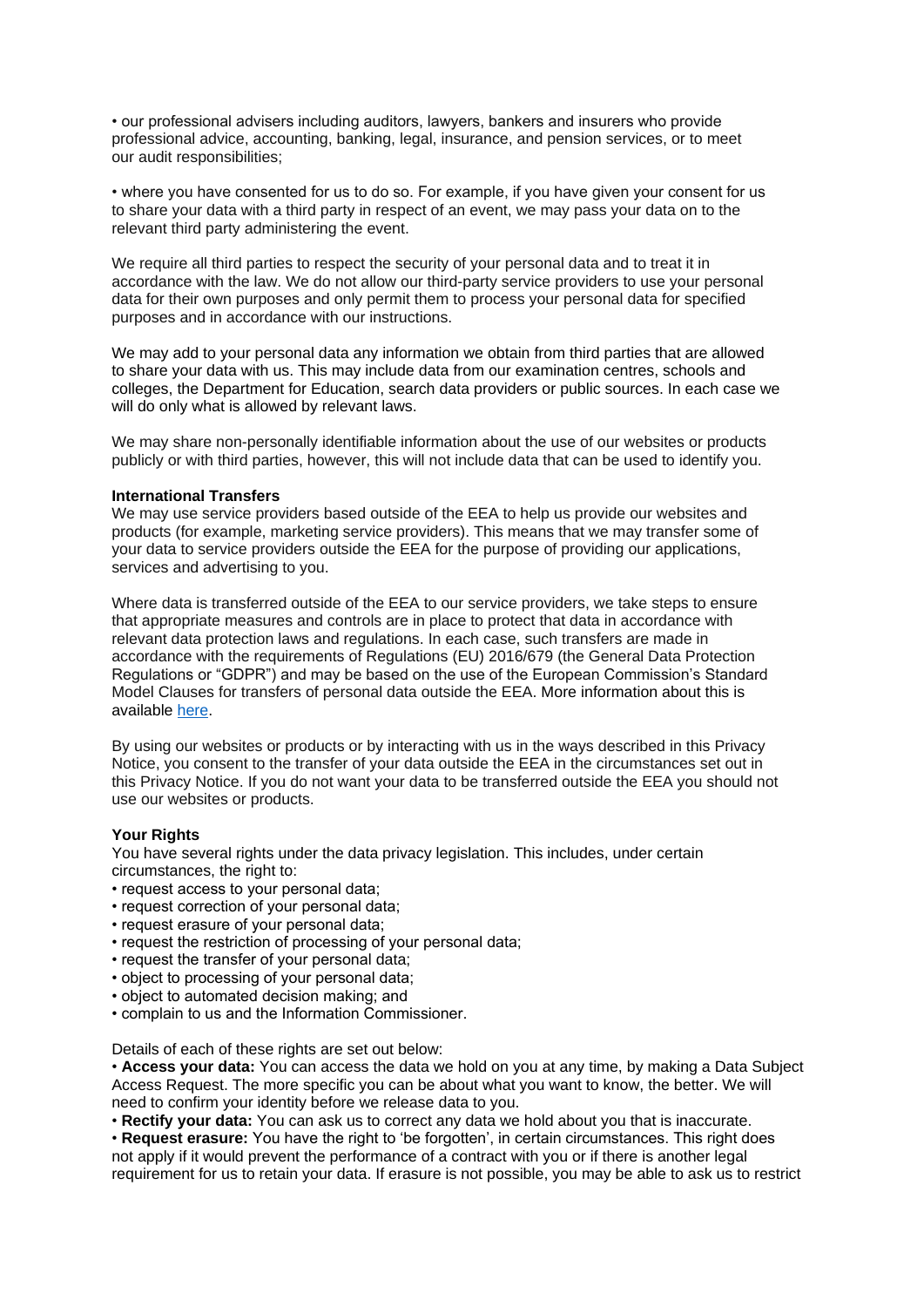• our professional advisers including auditors, lawyers, bankers and insurers who provide professional advice, accounting, banking, legal, insurance, and pension services, or to meet our audit responsibilities;

• where you have consented for us to do so. For example, if you have given your consent for us to share your data with a third party in respect of an event, we may pass your data on to the relevant third party administering the event.

We require all third parties to respect the security of your personal data and to treat it in accordance with the law. We do not allow our third-party service providers to use your personal data for their own purposes and only permit them to process your personal data for specified purposes and in accordance with our instructions.

We may add to your personal data any information we obtain from third parties that are allowed to share your data with us. This may include data from our examination centres, schools and colleges, the Department for Education, search data providers or public sources. In each case we will do only what is allowed by relevant laws.

We may share non-personally identifiable information about the use of our websites or products publicly or with third parties, however, this will not include data that can be used to identify you.

**International Transfers**

We may use service providers based outside of the EEA to help us provide our websites and products (for example, marketing service providers). This means that we may transfer some of your data to service providers outside the EEA for the purpose of providing our applications, services and advertising to you.

Where data is transferred outside of the EEA to our service providers, we take steps to ensure that appropriate measures and controls are in place to protect that data in accordance with relevant data protection laws and regulations. In each case, such transfers are made in accordance with the requirements of Regulations (EU) 2016/679 (the General Data Protection Regulations or "GDPR") and may be based on the use of the European Commission's Standard Model Clauses for transfers of personal data outside the EEA. More information about this is available here.

By using our websites or products or by interacting with us in the ways described in this Privacy Notice, you consent to the transfer of your data outside the EEA in the circumstances set out in this Privacy Notice. If you do not want your data to be transferred outside the EEA you should not use our websites or products.

**Your Rights**

You have several rights under the data privacy legislation. This includes, under certain circumstances, the right to:

- request access to your personal data;
- request correction of your personal data;
- request erasure of your personal data;
- request the restriction of processing of your personal data;
- request the transfer of your personal data;
- object to processing of your personal data;
- object to automated decision making; and
- complain to us and the Information Commissioner.

Details of each of these rights are set out below:

- **Access your data:** You can access the data we hold on you at any time, by making a Data Subject Access Request. The more specific you can be about what you want to know, the better. We will need to confirm your identity before we release data to you.
- **Rectify your data:** You can ask us to correct any data we hold about you that is inaccurate.
- **Request erasure:** You have the right to 'be forgotten', in certain circumstances. This right does not apply if it would prevent the performance of a contract with you or if there is another legal requirement for us to retain your data. If erasure is not possible, you may be able to ask us to restrict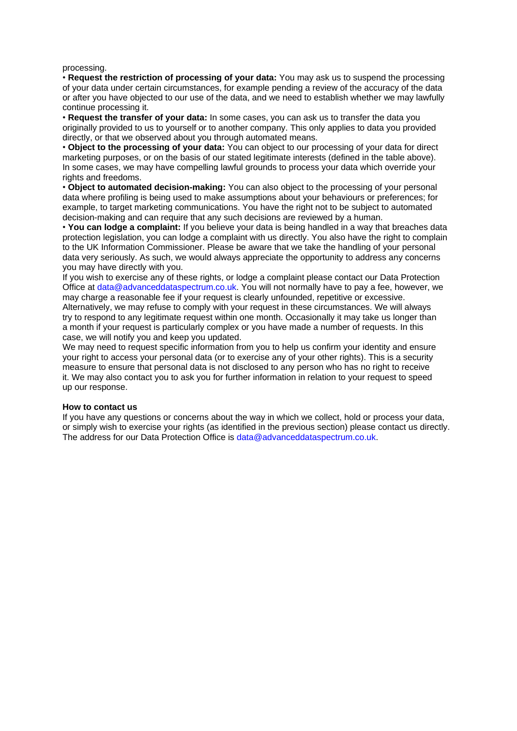processing.

- **Request the restriction of processing of your data:** You may ask us to suspend the processing of your data under certain circumstances, for example pending a review of the accuracy of the data or after you have objected to our use of the data, and we need to establish whether we may lawfully continue processing it.
- **Request the transfer of your data:** In some cases, you can ask us to transfer the data you originally provided to us to yourself or to another company. This only applies to data you provided directly, or that we observed about you through automated means.
- **Object to the processing of your data:** You can object to our processing of your data for direct marketing purposes, or on the basis of our stated legitimate interests (defined in the table above). In some cases, we may have compelling lawful grounds to process your data which override your rights and freedoms.
- **Object to automated decision-making:** You can also object to the processing of your personal data where profiling is being used to make assumptions about your behaviours or preferences; for example, to target marketing communications. You have the right not to be subject to automated decision-making and can require that any such decisions are reviewed by a human.
- **You can lodge a complaint:** If you believe your data is being handled in a way that breaches data protection legislation, you can lodge a complaint with us directly. You also have the right to complain to the UK Information Commissioner. Please be aware that we take the handling of your personal data very seriously. As such, we would always appreciate the opportunity to address any concerns you may have directly with you.

If you wish to exercise any of these rights, or lodge a complaint please contact our Data Protection Office at data@advanceddataspectrum.co.uk. You will not normally have to pay a fee, however, we may charge a reasonable fee if your request is clearly unfounded, repetitive or excessive. Alternatively, we may refuse to comply with your request in these circumstances. We will always try to respond to any legitimate request within one month. Occasionally it may take us longer than a month if your request is particularly complex or you have made a number of requests. In this case, we will notify you and keep you updated.

We may need to request specific information from you to help us confirm your identity and ensure your right to access your personal data (or to exercise any of your other rights). This is a security measure to ensure that personal data is not disclosed to any person who has no right to receive it. We may also contact you to ask you for further information in relation to your request to speed up our response.

**How to contact us**

If you have any questions or concerns about the way in which we collect, hold or process your data, or simply wish to exercise your rights (as identified in the previous section) please contact us directly. The address for our Data Protection Office is data@advanceddataspectrum.co.uk.